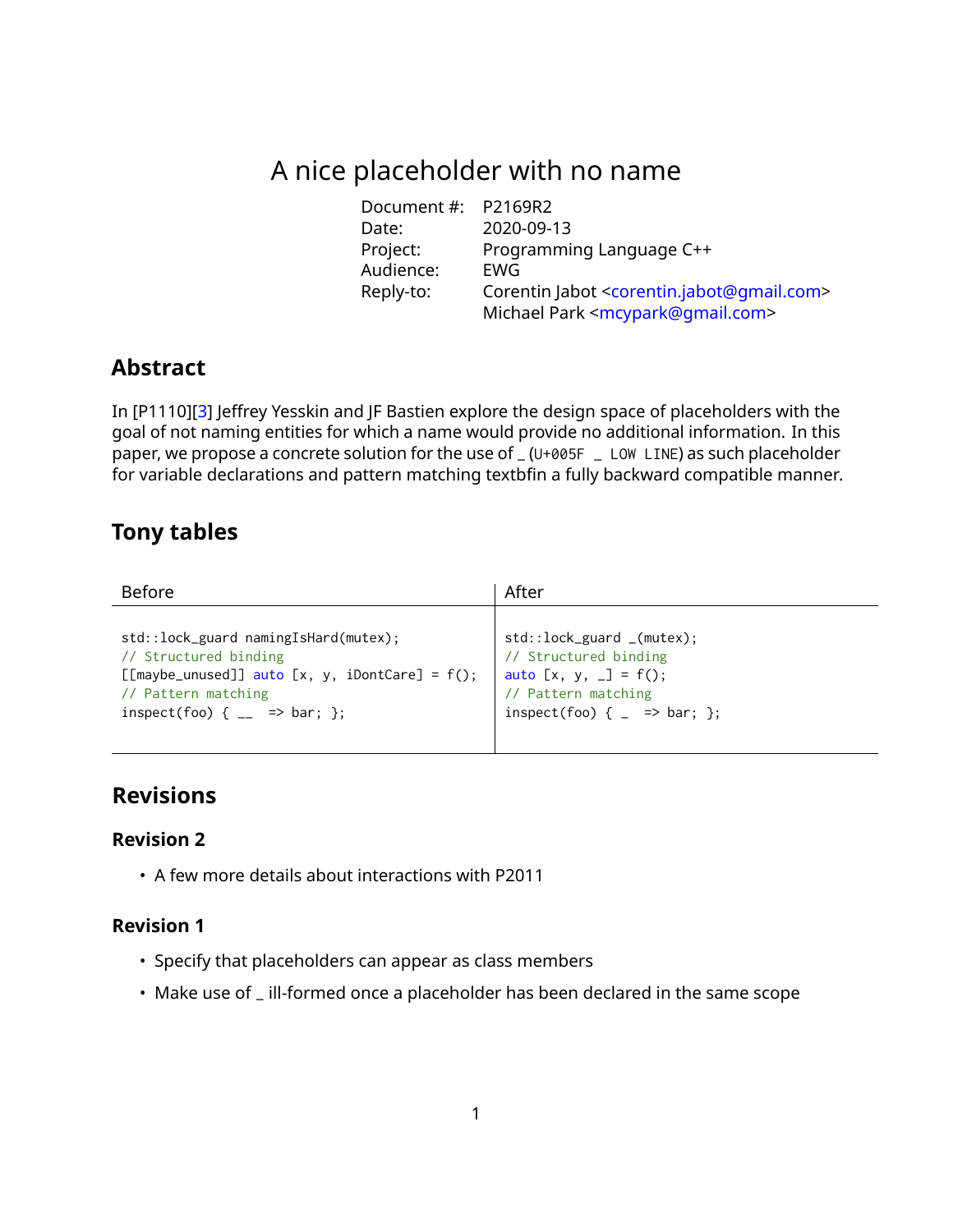# A nice placeholder with no name

| | |
|---|---|
| Document #: | P2169R2 |
| Date: | 2020-09-13 |
| Project: | Programming Language C++ |
| Audience: | EWG |
| Reply-to: | Corentin Jabot <corentin.jabot@gmail.com> |
| | Michael Park <mcypark@gmail.com> |

## Abstract

In [P1110][3] Jeffrey Yesskin and JF Bastien explore the design space of placeholders with the goal of not naming entities for which a name would provide no additional information. In this paper, we propose a concrete solution for the use of _ (`U+005F _ LOW LINE`) as such placeholder for variable declarations and pattern matching textbfin a fully backward compatible manner.

## Tony tables

| Before | After |
|---|---|
| `std::lock_guard namingIsHard(mutex);`<br>`// Structured binding`<br>`[[maybe_unused]] auto [x, y, iDontCare] = f();`<br>`// Pattern matching`<br>`inspect(foo) { __  => bar; };` | `std::lock_guard _(mutex);`<br>`// Structured binding`<br>`auto [x, y, _] = f();`<br>`// Pattern matching`<br>`inspect(foo) { _  => bar; };` |

## Revisions

### Revision 2

- A few more details about interactions with P2011

### Revision 1

- Specify that placeholders can appear as class members
- Make use of _ ill-formed once a placeholder has been declared in the same scope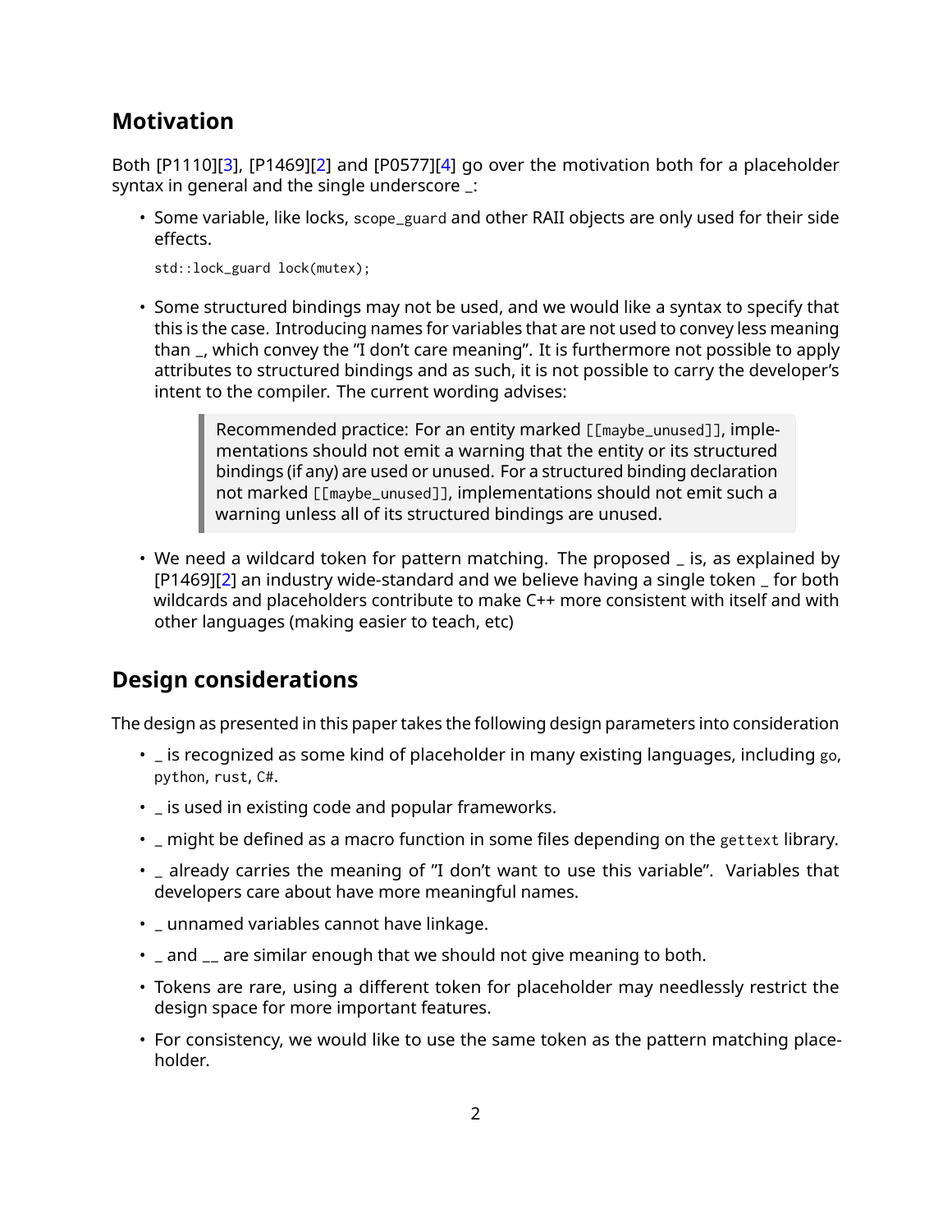## Motivation

Both [P1110][3], [P1469][2] and [P0577][4] go over the motivation both for a placeholder syntax in general and the single underscore _:

- Some variable, like locks, `scope_guard` and other RAII objects are only used for their side effects.

  ```
  std::lock_guard lock(mutex);
  ```

- Some structured bindings may not be used, and we would like a syntax to specify that this is the case. Introducing names for variables that are not used to convey less meaning than _, which convey the "I don't care meaning". It is furthermore not possible to apply attributes to structured bindings and as such, it is not possible to carry the developer's intent to the compiler. The current wording advises:

  > Recommended practice: For an entity marked `[[maybe_unused]]`, implementations should not emit a warning that the entity or its structured bindings (if any) are used or unused. For a structured binding declaration not marked `[[maybe_unused]]`, implementations should not emit such a warning unless all of its structured bindings are unused.

- We need a wildcard token for pattern matching. The proposed _ is, as explained by [P1469][2] an industry wide-standard and we believe having a single token _ for both wildcards and placeholders contribute to make C++ more consistent with itself and with other languages (making easier to teach, etc)

## Design considerations

The design as presented in this paper takes the following design parameters into consideration

- _ is recognized as some kind of placeholder in many existing languages, including `go`, `python`, `rust`, `C#`.
- _ is used in existing code and popular frameworks.
- _ might be defined as a macro function in some files depending on the `gettext` library.
- _ already carries the meaning of "I don't want to use this variable". Variables that developers care about have more meaningful names.
- _ unnamed variables cannot have linkage.
- _ and __ are similar enough that we should not give meaning to both.
- Tokens are rare, using a different token for placeholder may needlessly restrict the design space for more important features.
- For consistency, we would like to use the same token as the pattern matching placeholder.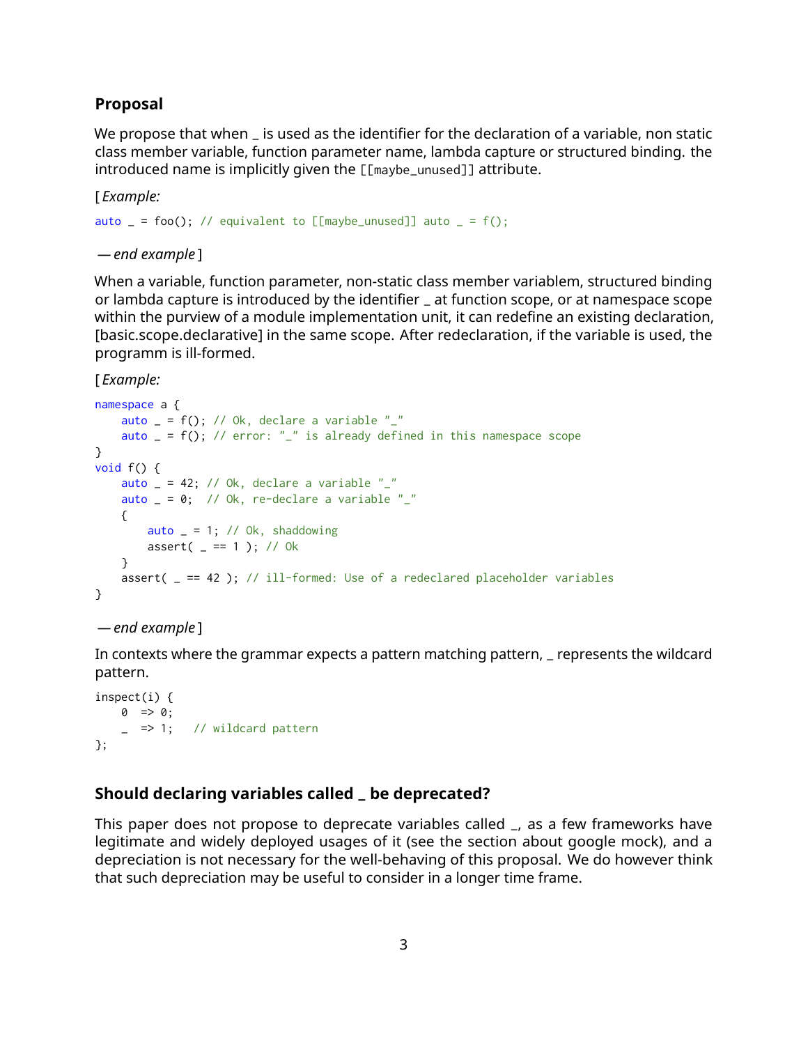## Proposal

We propose that when _ is used as the identifier for the declaration of a variable, non static class member variable, function parameter name, lambda capture or structured binding. the introduced name is implicitly given the `[[maybe_unused]]` attribute.

[ *Example:*

```
auto _ = foo(); // equivalent to [[maybe_unused]] auto _ = f();
```

— *end example* ]

When a variable, function parameter, non-static class member variablem, structured binding or lambda capture is introduced by the identifier _ at function scope, or at namespace scope within the purview of a module implementation unit, it can redefine an existing declaration, [basic.scope.declarative] in the same scope. After redeclaration, if the variable is used, the programm is ill-formed.

[ *Example:*

```
namespace a {
    auto _ = f(); // Ok, declare a variable "_"
    auto _ = f(); // error: "_" is already defined in this namespace scope
}
void f() {
    auto _ = 42; // Ok, declare a variable "_"
    auto _ = 0;  // Ok, re-declare a variable "_"
    {
        auto _ = 1; // Ok, shaddowing
        assert( _ == 1 ); // Ok
    }
    assert( _ == 42 ); // ill-formed: Use of a redeclared placeholder variables
}
```

— *end example* ]

In contexts where the grammar expects a pattern matching pattern, _ represents the wildcard pattern.

```
inspect(i) {
    0  => 0;
    _  => 1;   // wildcard pattern
};
```

## Should declaring variables called _ be deprecated?

This paper does not propose to deprecate variables called _, as a few frameworks have legitimate and widely deployed usages of it (see the section about google mock), and a depreciation is not necessary for the well-behaving of this proposal. We do however think that such depreciation may be useful to consider in a longer time frame.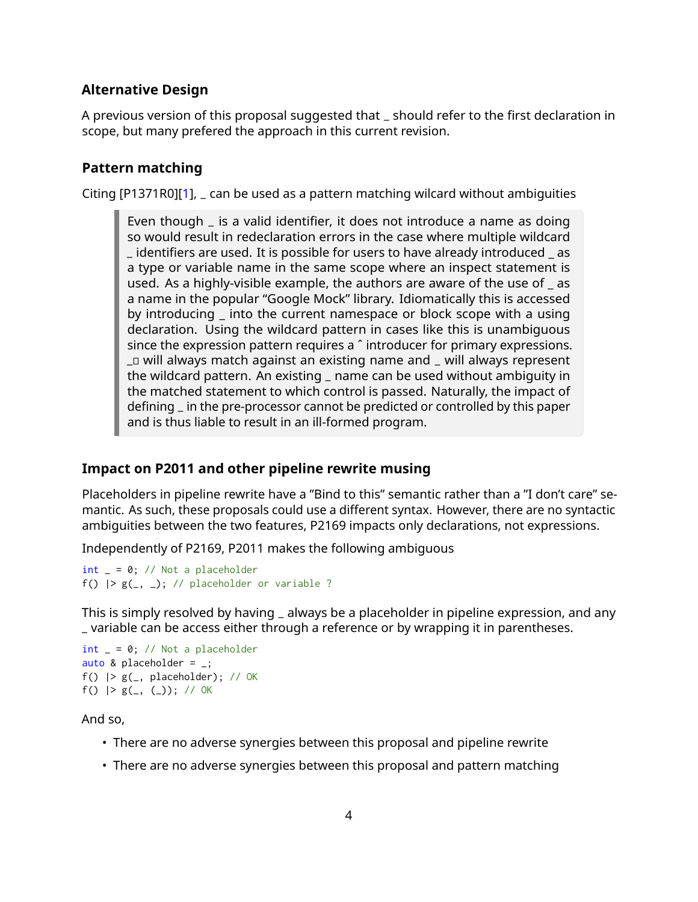### Alternative Design

A previous version of this proposal suggested that _ should refer to the first declaration in scope, but many prefered the approach in this current revision.

### Pattern matching

Citing [P1371R0][1], _ can be used as a pattern matching wilcard without ambiguities

> Even though _ is a valid identifier, it does not introduce a name as doing so would result in redeclaration errors in the case where multiple wildcard _ identifiers are used. It is possible for users to have already introduced _ as a type or variable name in the same scope where an inspect statement is used. As a highly-visible example, the authors are aware of the use of _ as a name in the popular “Google Mock” library. Idiomatically this is accessed by introducing _ into the current namespace or block scope with a using declaration. Using the wildcard pattern in cases like this is unambiguous since the expression pattern requires a ˆ introducer for primary expressions. _□ will always match against an existing name and _ will always represent the wildcard pattern. An existing _ name can be used without ambiguity in the matched statement to which control is passed. Naturally, the impact of defining _ in the pre-processor cannot be predicted or controlled by this paper and is thus liable to result in an ill-formed program.

### Impact on P2011 and other pipeline rewrite musing

Placeholders in pipeline rewrite have a ”Bind to this” semantic rather than a ”I don’t care” semantic. As such, these proposals could use a different syntax. However, there are no syntactic ambiguities between the two features, P2169 impacts only declarations, not expressions.

Independently of P2169, P2011 makes the following ambiguous

```
int _ = 0; // Not a placeholder
f() |> g(_, _); // placeholder or variable ?
```

This is simply resolved by having _ always be a placeholder in pipeline expression, and any _ variable can be access either through a reference or by wrapping it in parentheses.

```
int _ = 0; // Not a placeholder
auto & placeholder = _;
f() |> g(_, placeholder); // OK
f() |> g(_, (_)); // OK
```

And so,

- There are no adverse synergies between this proposal and pipeline rewrite
- There are no adverse synergies between this proposal and pattern matching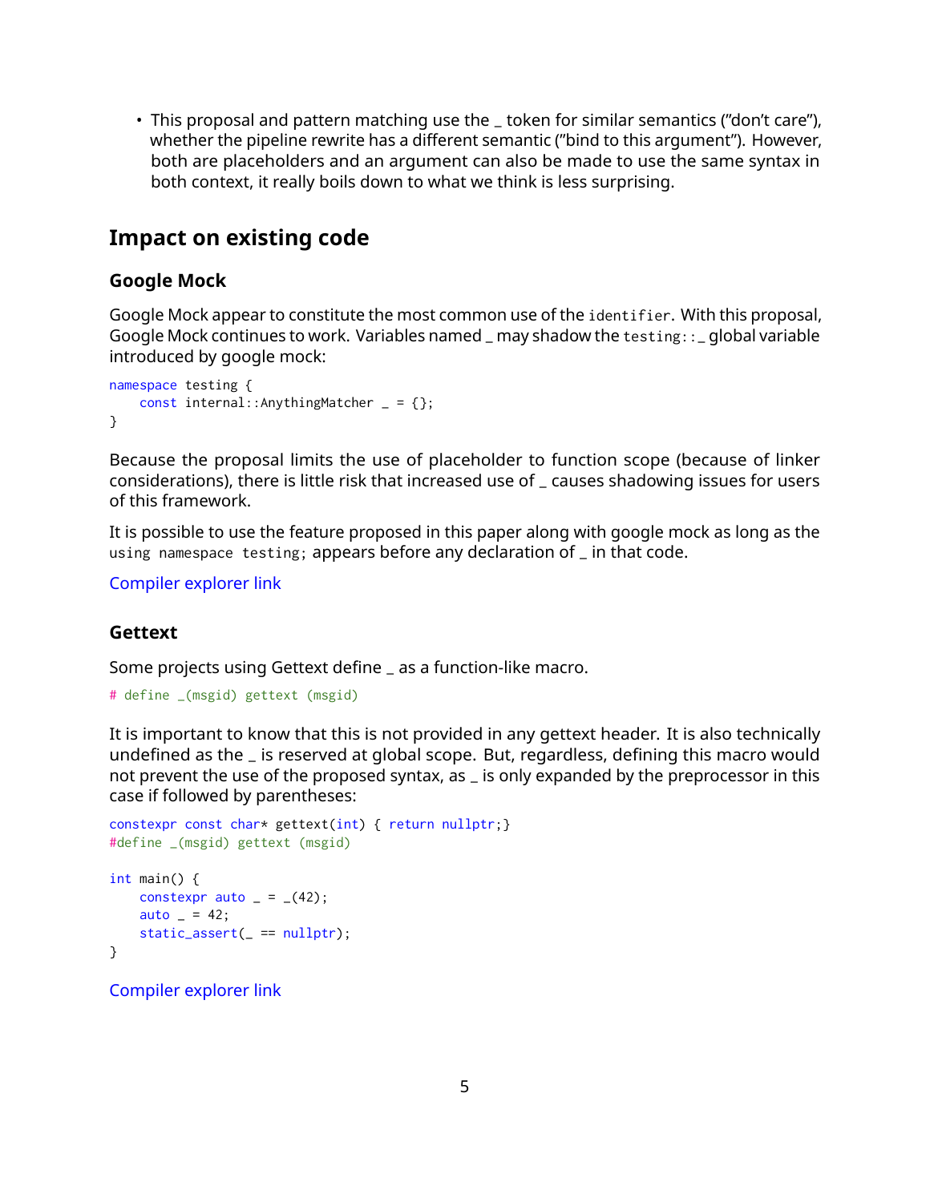- This proposal and pattern matching use the _ token for similar semantics ("don't care"), whether the pipeline rewrite has a different semantic ("bind to this argument"). However, both are placeholders and an argument can also be made to use the same syntax in both context, it really boils down to what we think is less surprising.

## Impact on existing code

### Google Mock

Google Mock appear to constitute the most common use of the `identifier`. With this proposal, Google Mock continues to work. Variables named _ may shadow the `testing::_` global variable introduced by google mock:

```
namespace testing {
    const internal::AnythingMatcher _ = {};
}
```

Because the proposal limits the use of placeholder to function scope (because of linker considerations), there is little risk that increased use of _ causes shadowing issues for users of this framework.

It is possible to use the feature proposed in this paper along with google mock as long as the `using namespace testing;` appears before any declaration of _ in that code.

Compiler explorer link

### Gettext

Some projects using Gettext define _ as a function-like macro.

```
# define _(msgid) gettext (msgid)
```

It is important to know that this is not provided in any gettext header. It is also technically undefined as the _ is reserved at global scope. But, regardless, defining this macro would not prevent the use of the proposed syntax, as _ is only expanded by the preprocessor in this case if followed by parentheses:

```
constexpr const char* gettext(int) { return nullptr;}
#define _(msgid) gettext (msgid)

int main() {
    constexpr auto _ = _(42);
    auto _ = 42;
    static_assert(_ == nullptr);
}
```

Compiler explorer link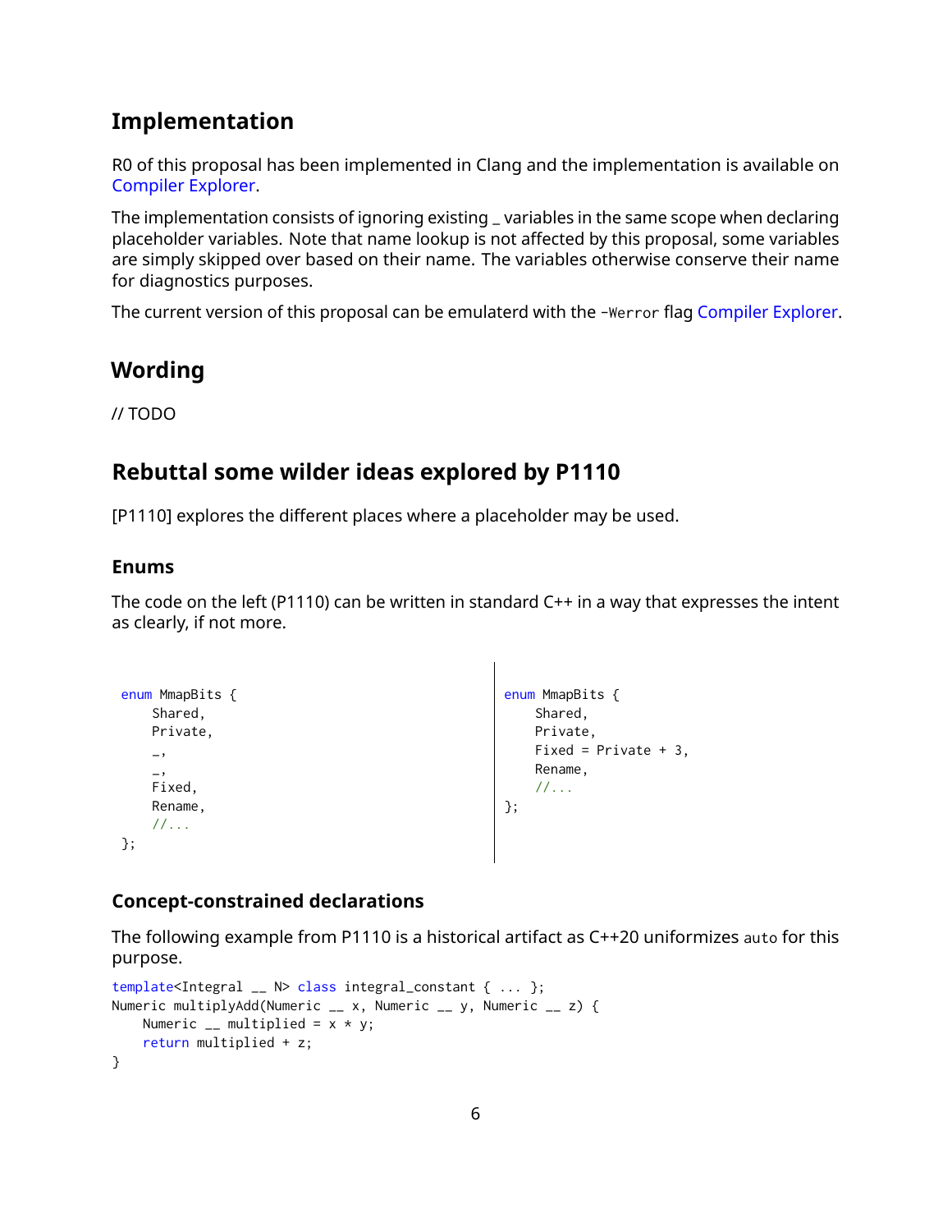## Implementation

R0 of this proposal has been implemented in Clang and the implementation is available on Compiler Explorer.

The implementation consists of ignoring existing _ variables in the same scope when declaring placeholder variables. Note that name lookup is not affected by this proposal, some variables are simply skipped over based on their name. The variables otherwise conserve their name for diagnostics purposes.

The current version of this proposal can be emulaterd with the `-Werror` flag Compiler Explorer.

## Wording

// TODO

## Rebuttal some wilder ideas explored by P1110

[P1110] explores the different places where a placeholder may be used.

### Enums

The code on the left (P1110) can be written in standard C++ in a way that expresses the intent as clearly, if not more.

```
enum MmapBits {
    Shared,
    Private,
    _,
    _,
    Fixed,
    Rename,
    //...
};
```

```
enum MmapBits {
    Shared,
    Private,
    Fixed = Private + 3,
    Rename,
    //...
};
```

### Concept-constrained declarations

The following example from P1110 is a historical artifact as C++20 uniformizes `auto` for this purpose.

```
template<Integral __ N> class integral_constant { ... };
Numeric multiplyAdd(Numeric __ x, Numeric __ y, Numeric __ z) {
    Numeric __ multiplied = x * y;
    return multiplied + z;
}
```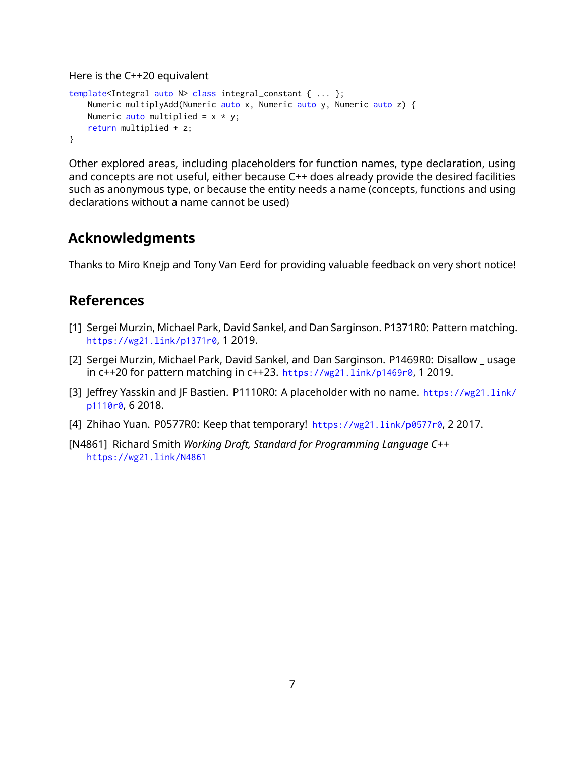Here is the C++20 equivalent

```
template<Integral auto N> class integral_constant { ... };
    Numeric multiplyAdd(Numeric auto x, Numeric auto y, Numeric auto z) {
    Numeric auto multiplied = x * y;
    return multiplied + z;
}
```

Other explored areas, including placeholders for function names, type declaration, using and concepts are not useful, either because C++ does already provide the desired facilities such as anonymous type, or because the entity needs a name (concepts, functions and using declarations without a name cannot be used)

## Acknowledgments

Thanks to Miro Knejp and Tony Van Eerd for providing valuable feedback on very short notice!

## References

[1] Sergei Murzin, Michael Park, David Sankel, and Dan Sarginson. P1371R0: Pattern matching. https://wg21.link/p1371r0, 1 2019.

[2] Sergei Murzin, Michael Park, David Sankel, and Dan Sarginson. P1469R0: Disallow _ usage in c++20 for pattern matching in c++23. https://wg21.link/p1469r0, 1 2019.

[3] Jeffrey Yasskin and JF Bastien. P1110R0: A placeholder with no name. https://wg21.link/p1110r0, 6 2018.

[4] Zhihao Yuan. P0577R0: Keep that temporary! https://wg21.link/p0577r0, 2 2017.

[N4861] Richard Smith *Working Draft, Standard for Programming Language C++* https://wg21.link/N4861